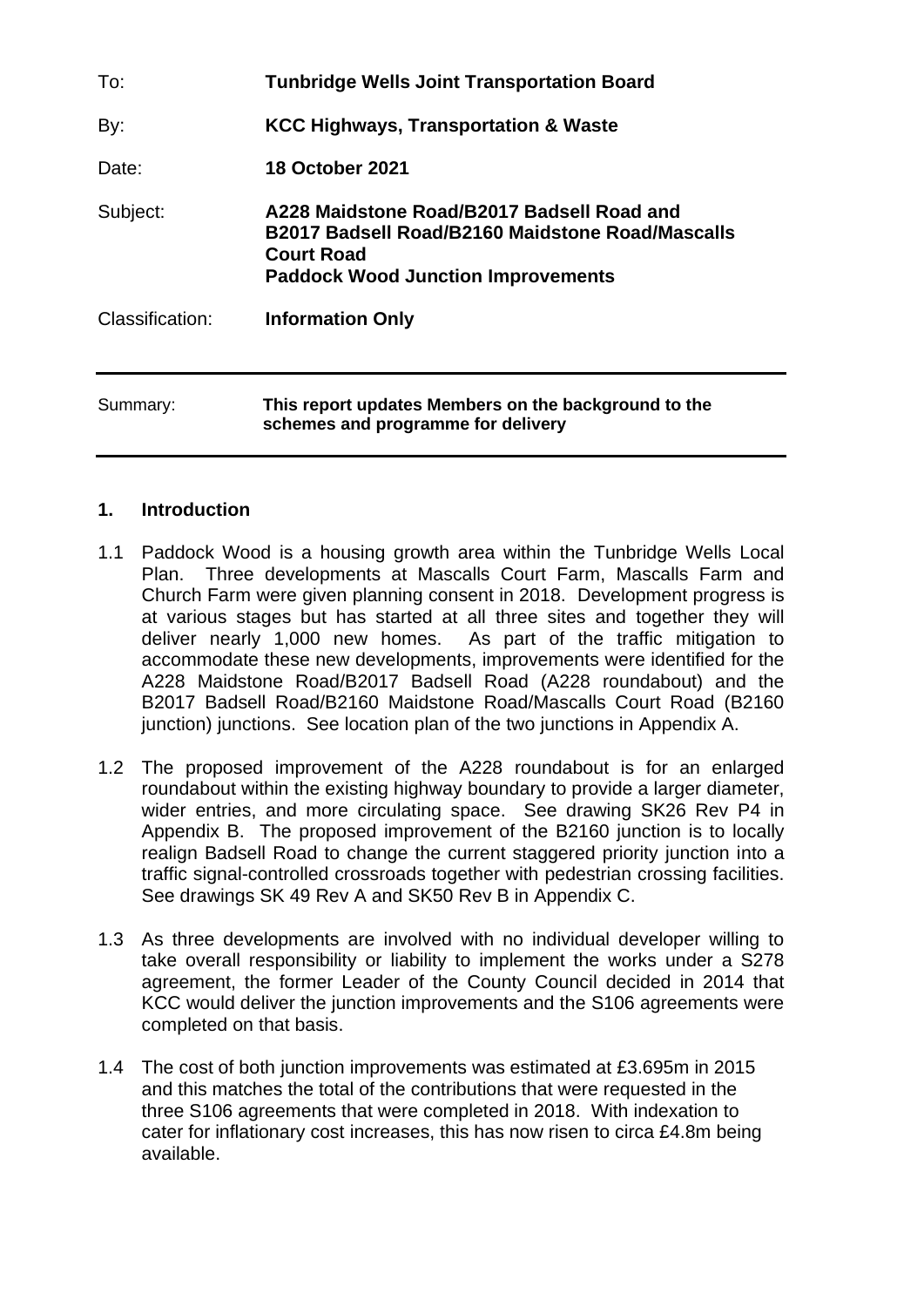| | |
|---|---|
| To: | **Tunbridge Wells Joint Transportation Board** |
| By: | **KCC Highways, Transportation & Waste** |
| Date: | **18 October 2021** |
| Subject: | **A228 Maidstone Road/B2017 Badsell Road and B2017 Badsell Road/B2160 Maidstone Road/Mascalls Court Road Paddock Wood Junction Improvements** |
| Classification: | **Information Only** |

| | |
|---|---|
| Summary: | **This report updates Members on the background to the schemes and programme for delivery** |

## 1. Introduction

1.1 Paddock Wood is a housing growth area within the Tunbridge Wells Local Plan. Three developments at Mascalls Court Farm, Mascalls Farm and Church Farm were given planning consent in 2018. Development progress is at various stages but has started at all three sites and together they will deliver nearly 1,000 new homes. As part of the traffic mitigation to accommodate these new developments, improvements were identified for the A228 Maidstone Road/B2017 Badsell Road (A228 roundabout) and the B2017 Badsell Road/B2160 Maidstone Road/Mascalls Court Road (B2160 junction) junctions. See location plan of the two junctions in Appendix A.

1.2 The proposed improvement of the A228 roundabout is for an enlarged roundabout within the existing highway boundary to provide a larger diameter, wider entries, and more circulating space. See drawing SK26 Rev P4 in Appendix B. The proposed improvement of the B2160 junction is to locally realign Badsell Road to change the current staggered priority junction into a traffic signal-controlled crossroads together with pedestrian crossing facilities. See drawings SK 49 Rev A and SK50 Rev B in Appendix C.

1.3 As three developments are involved with no individual developer willing to take overall responsibility or liability to implement the works under a S278 agreement, the former Leader of the County Council decided in 2014 that KCC would deliver the junction improvements and the S106 agreements were completed on that basis.

1.4 The cost of both junction improvements was estimated at £3.695m in 2015 and this matches the total of the contributions that were requested in the three S106 agreements that were completed in 2018. With indexation to cater for inflationary cost increases, this has now risen to circa £4.8m being available.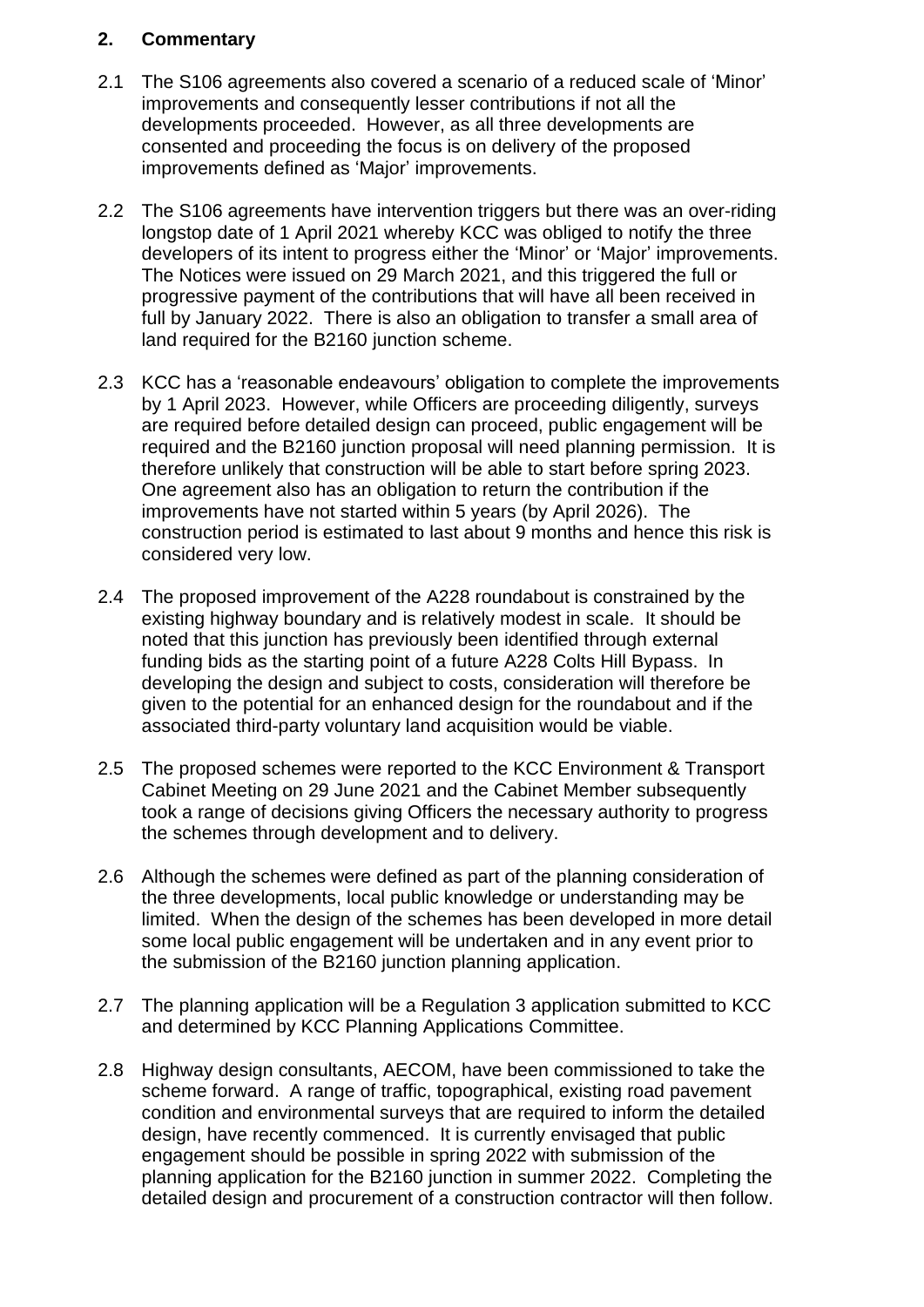## 2. Commentary

2.1 The S106 agreements also covered a scenario of a reduced scale of 'Minor' improvements and consequently lesser contributions if not all the developments proceeded. However, as all three developments are consented and proceeding the focus is on delivery of the proposed improvements defined as 'Major' improvements.

2.2 The S106 agreements have intervention triggers but there was an over-riding longstop date of 1 April 2021 whereby KCC was obliged to notify the three developers of its intent to progress either the 'Minor' or 'Major' improvements. The Notices were issued on 29 March 2021, and this triggered the full or progressive payment of the contributions that will have all been received in full by January 2022. There is also an obligation to transfer a small area of land required for the B2160 junction scheme.

2.3 KCC has a 'reasonable endeavours' obligation to complete the improvements by 1 April 2023. However, while Officers are proceeding diligently, surveys are required before detailed design can proceed, public engagement will be required and the B2160 junction proposal will need planning permission. It is therefore unlikely that construction will be able to start before spring 2023. One agreement also has an obligation to return the contribution if the improvements have not started within 5 years (by April 2026). The construction period is estimated to last about 9 months and hence this risk is considered very low.

2.4 The proposed improvement of the A228 roundabout is constrained by the existing highway boundary and is relatively modest in scale. It should be noted that this junction has previously been identified through external funding bids as the starting point of a future A228 Colts Hill Bypass. In developing the design and subject to costs, consideration will therefore be given to the potential for an enhanced design for the roundabout and if the associated third-party voluntary land acquisition would be viable.

2.5 The proposed schemes were reported to the KCC Environment & Transport Cabinet Meeting on 29 June 2021 and the Cabinet Member subsequently took a range of decisions giving Officers the necessary authority to progress the schemes through development and to delivery.

2.6 Although the schemes were defined as part of the planning consideration of the three developments, local public knowledge or understanding may be limited. When the design of the schemes has been developed in more detail some local public engagement will be undertaken and in any event prior to the submission of the B2160 junction planning application.

2.7 The planning application will be a Regulation 3 application submitted to KCC and determined by KCC Planning Applications Committee.

2.8 Highway design consultants, AECOM, have been commissioned to take the scheme forward. A range of traffic, topographical, existing road pavement condition and environmental surveys that are required to inform the detailed design, have recently commenced. It is currently envisaged that public engagement should be possible in spring 2022 with submission of the planning application for the B2160 junction in summer 2022. Completing the detailed design and procurement of a construction contractor will then follow.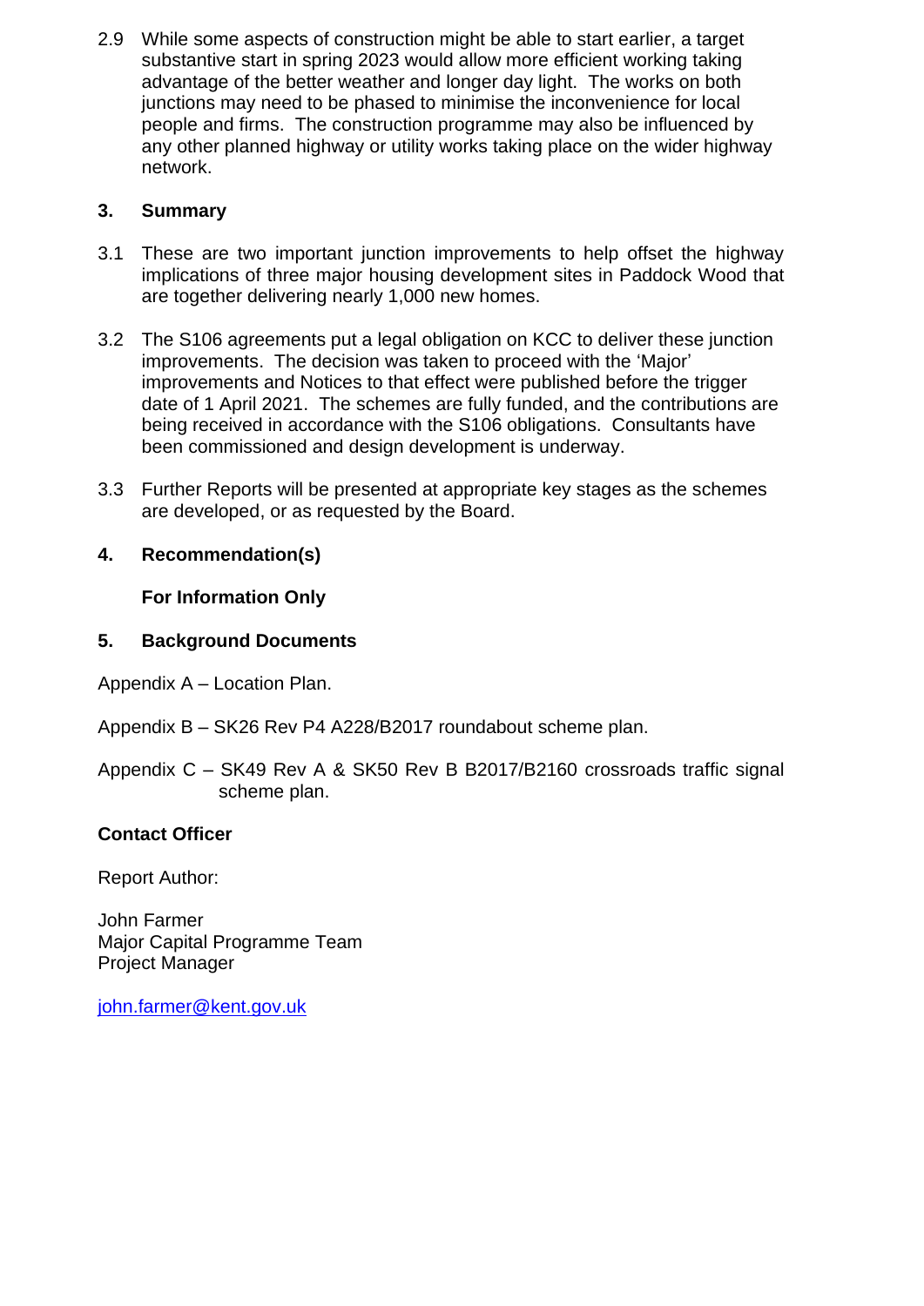2.9 While some aspects of construction might be able to start earlier, a target substantive start in spring 2023 would allow more efficient working taking advantage of the better weather and longer day light. The works on both junctions may need to be phased to minimise the inconvenience for local people and firms. The construction programme may also be influenced by any other planned highway or utility works taking place on the wider highway network.

## 3. Summary

3.1 These are two important junction improvements to help offset the highway implications of three major housing development sites in Paddock Wood that are together delivering nearly 1,000 new homes.

3.2 The S106 agreements put a legal obligation on KCC to deliver these junction improvements. The decision was taken to proceed with the 'Major' improvements and Notices to that effect were published before the trigger date of 1 April 2021. The schemes are fully funded, and the contributions are being received in accordance with the S106 obligations. Consultants have been commissioned and design development is underway.

3.3 Further Reports will be presented at appropriate key stages as the schemes are developed, or as requested by the Board.

## 4. Recommendation(s)

**For Information Only**

## 5. Background Documents

Appendix A – Location Plan.

Appendix B – SK26 Rev P4 A228/B2017 roundabout scheme plan.

Appendix C – SK49 Rev A & SK50 Rev B B2017/B2160 crossroads traffic signal scheme plan.

**Contact Officer**

Report Author:

John Farmer
Major Capital Programme Team
Project Manager

john.farmer@kent.gov.uk